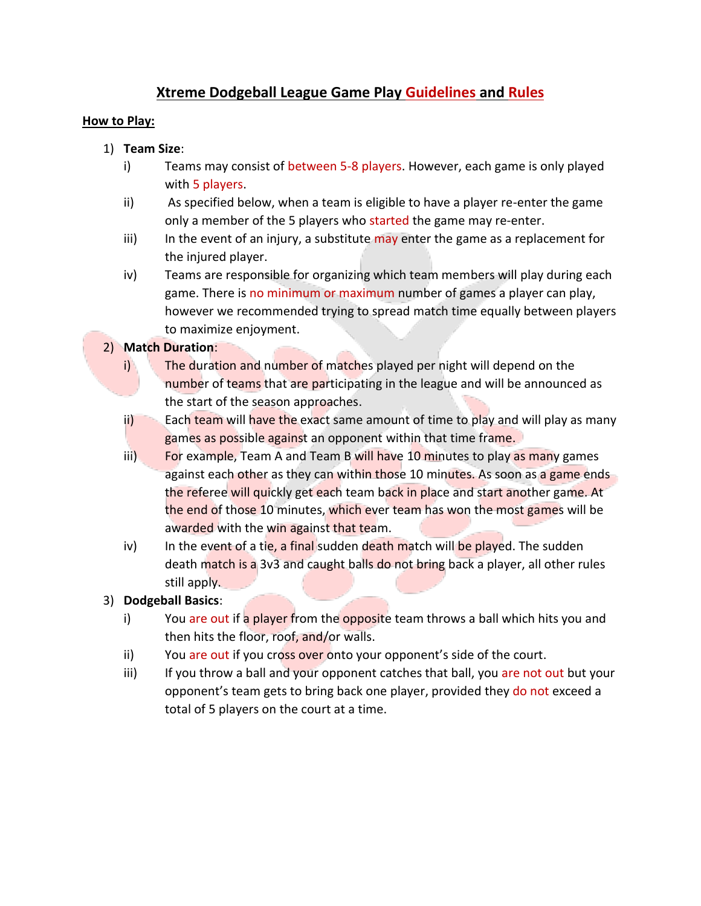# Xtreme Dodgeball League Game Play Guidelines and Rules

## How to Play:

1) **Team Size**:
   - i) Teams may consist of between 5-8 players. However, each game is only played with 5 players.
   - ii) As specified below, when a team is eligible to have a player re-enter the game only a member of the 5 players who started the game may re-enter.
   - iii) In the event of an injury, a substitute may enter the game as a replacement for the injured player.
   - iv) Teams are responsible for organizing which team members will play during each game. There is no minimum or maximum number of games a player can play, however we recommended trying to spread match time equally between players to maximize enjoyment.
2) **Match Duration**:
   - i) The duration and number of matches played per night will depend on the number of teams that are participating in the league and will be announced as the start of the season approaches.
   - ii) Each team will have the exact same amount of time to play and will play as many games as possible against an opponent within that time frame.
   - iii) For example, Team A and Team B will have 10 minutes to play as many games against each other as they can within those 10 minutes. As soon as a game ends the referee will quickly get each team back in place and start another game. At the end of those 10 minutes, which ever team has won the most games will be awarded with the win against that team.
   - iv) In the event of a tie, a final sudden death match will be played. The sudden death match is a 3v3 and caught balls do not bring back a player, all other rules still apply.
3) **Dodgeball Basics**:
   - i) You are out if a player from the opposite team throws a ball which hits you and then hits the floor, roof, and/or walls.
   - ii) You are out if you cross over onto your opponent's side of the court.
   - iii) If you throw a ball and your opponent catches that ball, you are not out but your opponent's team gets to bring back one player, provided they do not exceed a total of 5 players on the court at a time.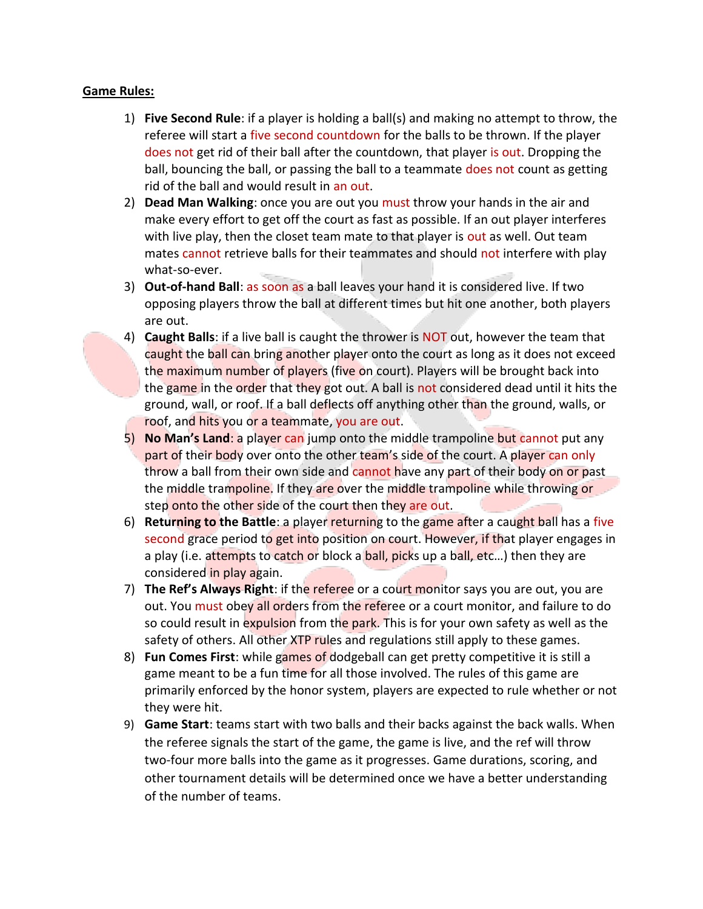**Game Rules:**

1) **Five Second Rule**: if a player is holding a ball(s) and making no attempt to throw, the referee will start a five second countdown for the balls to be thrown. If the player does not get rid of their ball after the countdown, that player is out. Dropping the ball, bouncing the ball, or passing the ball to a teammate does not count as getting rid of the ball and would result in an out.
2) **Dead Man Walking**: once you are out you must throw your hands in the air and make every effort to get off the court as fast as possible. If an out player interferes with live play, then the closet team mate to that player is out as well. Out team mates cannot retrieve balls for their teammates and should not interfere with play what-so-ever.
3) **Out-of-hand Ball**: as soon as a ball leaves your hand it is considered live. If two opposing players throw the ball at different times but hit one another, both players are out.
4) **Caught Balls**: if a live ball is caught the thrower is NOT out, however the team that caught the ball can bring another player onto the court as long as it does not exceed the maximum number of players (five on court). Players will be brought back into the game in the order that they got out. A ball is not considered dead until it hits the ground, wall, or roof. If a ball deflects off anything other than the ground, walls, or roof, and hits you or a teammate, you are out.
5) **No Man's Land**: a player can jump onto the middle trampoline but cannot put any part of their body over onto the other team's side of the court. A player can only throw a ball from their own side and cannot have any part of their body on or past the middle trampoline. If they are over the middle trampoline while throwing or step onto the other side of the court then they are out.
6) **Returning to the Battle**: a player returning to the game after a caught ball has a five second grace period to get into position on court. However, if that player engages in a play (i.e. attempts to catch or block a ball, picks up a ball, etc…) then they are considered in play again.
7) **The Ref's Always Right**: if the referee or a court monitor says you are out, you are out. You must obey all orders from the referee or a court monitor, and failure to do so could result in expulsion from the park. This is for your own safety as well as the safety of others. All other XTP rules and regulations still apply to these games.
8) **Fun Comes First**: while games of dodgeball can get pretty competitive it is still a game meant to be a fun time for all those involved. The rules of this game are primarily enforced by the honor system, players are expected to rule whether or not they were hit.
9) **Game Start**: teams start with two balls and their backs against the back walls. When the referee signals the start of the game, the game is live, and the ref will throw two-four more balls into the game as it progresses. Game durations, scoring, and other tournament details will be determined once we have a better understanding of the number of teams.